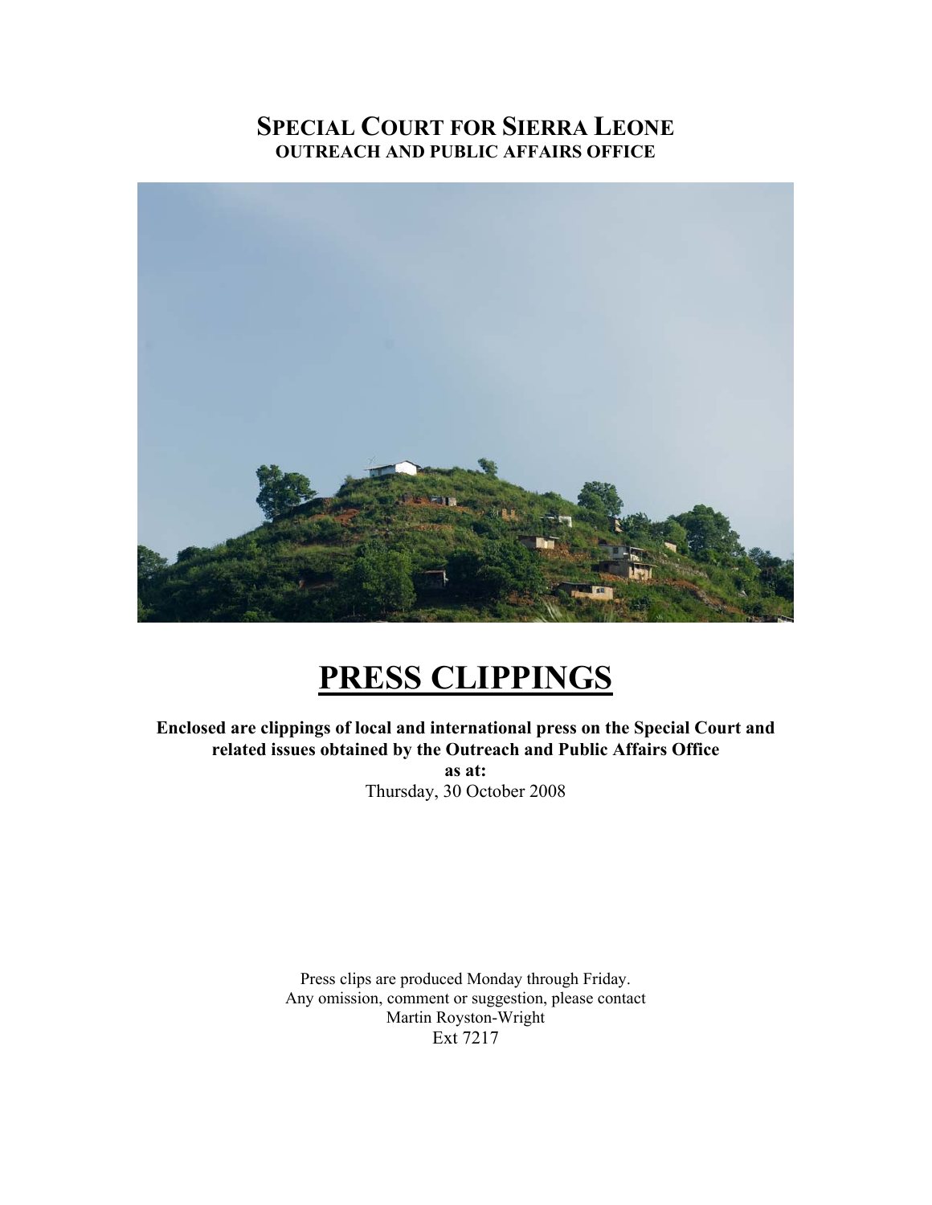# SPECIAL COURT FOR SIERRA LEONE

**OUTREACH AND PUBLIC AFFAIRS OFFICE**

# PRESS CLIPPINGS

**Enclosed are clippings of local and international press on the Special Court and related issues obtained by the Outreach and Public Affairs Office**

**as at:**

Thursday, 30 October 2008

Press clips are produced Monday through Friday.
Any omission, comment or suggestion, please contact
Martin Royston-Wright
Ext 7217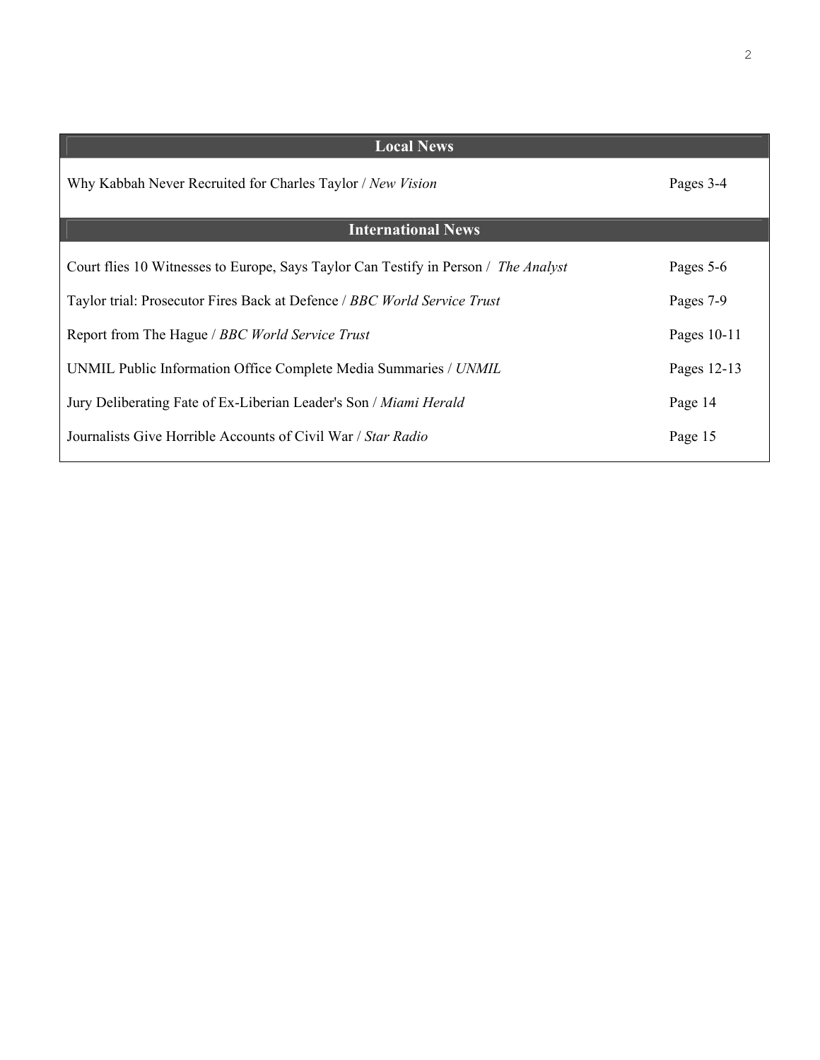| Local News | |
|---|---|
| Why Kabbah Never Recruited for Charles Taylor / *New Vision* | Pages 3-4 |
| **International News** | |
| Court flies 10 Witnesses to Europe, Says Taylor Can Testify in Person / *The Analyst* | Pages 5-6 |
| Taylor trial: Prosecutor Fires Back at Defence / *BBC World Service Trust* | Pages 7-9 |
| Report from The Hague / *BBC World Service Trust* | Pages 10-11 |
| UNMIL Public Information Office Complete Media Summaries / *UNMIL* | Pages 12-13 |
| Jury Deliberating Fate of Ex-Liberian Leader's Son / *Miami Herald* | Page 14 |
| Journalists Give Horrible Accounts of Civil War / *Star Radio* | Page 15 |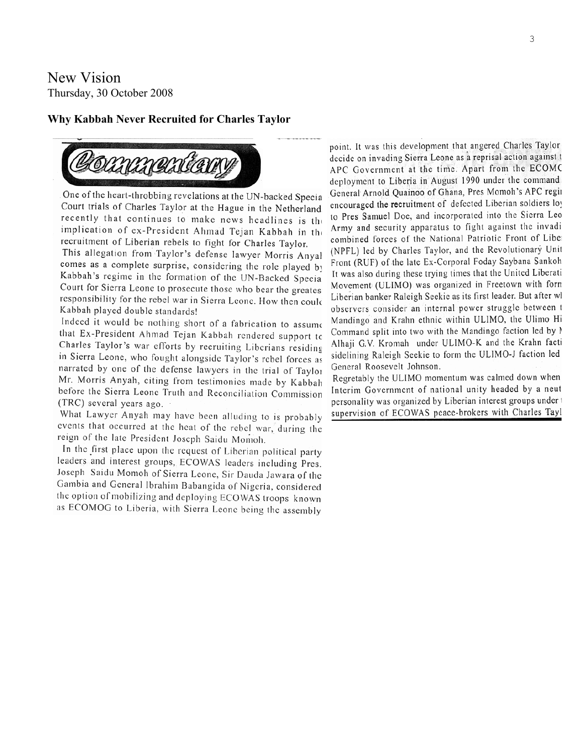New Vision
Thursday, 30 October 2008

**Why Kabbah Never Recruited for Charles Taylor**

Commentary

One of the heart-throbbing revelations at the UN-backed Specia Court trials of Charles Taylor at the Hague in the Netherland recently that continues to make news headlines is th implication of ex-President Ahmad Tejan Kabbah in th recruitment of Liberian rebels to fight for Charles Taylor.

This allegation from Taylor's defense lawyer Morris Anyal comes as a complete surprise, considering the role played by Kabbah's regime in the formation of the UN-Backed Specia Court for Sierra Leone to prosecute those who bear the greates responsibility for the rebel war in Sierra Leone. How then could Kabbah played double standards!

Indeed it would be nothing short of a fabrication to assume that Ex-President Ahmad Tejan Kabbah rendered support to Charles Taylor's war efforts by recruiting Liberians residing in Sierra Leone, who fought alongside Taylor's rebel forces as narrated by one of the defense lawyers in the trial of Taylor Mr. Morris Anyah, citing from testimonies made by Kabbah before the Sierra Leone Truth and Reconciliation Commission (TRC) several years ago.

What Lawyer Anyah may have been alluding to is probably events that occurred at the heat of the rebel war, during the reign of the late President Joseph Saidu Momoh.

In the first place upon the request of Liberian political party leaders and interest groups, ECOWAS leaders including Pres. Joseph Saidu Momoh of Sierra Leone, Sir Dauda Jawara of the Gambia and General Ibrahim Babangida of Nigeria, considered the option of mobilizing and deploying ECOWAS troops known as ECOMOG to Liberia, with Sierra Leone being the assembly point. It was this development that angered Charles Taylor decide on invading Sierra Leone as a reprisal action against t APC Government at the time. Apart from the ECOMC deployment to Liberia in August 1990 under the command General Arnold Quainoo of Ghana, Pres Momoh's APC regi encouraged the recruitment of defected Liberian soldiers lo to Pres Samuel Doe, and incorporated into the Sierra Leo Army and security apparatus to fight against the invadi combined forces of the National Patriotic Front of Libe (NPFL) led by Charles Taylor, and the Revolutionary Unit Front (RUF) of the late Ex-Corporal Foday Saybana Sankoh It was also during these trying times that the United Liberati Movement (ULIMO) was organized in Freetown with form Liberian banker Raleigh Seekie as its first leader. But after wl observers consider an internal power struggle between t Mandingo and Krahn ethnic within ULIMO, the Ulimo Hi Command split into two with the Mandingo faction led by M Alhaji G.V. Kromah under ULIMO-K and the Krahn facti sidelining Raleigh Seekie to form the ULIMO-J faction led General Roosevelt Johnson.

Regretably the ULIMO momentum was calmed down when Interim Government of national unity headed by a neut personality was organized by Liberian interest groups under supervision of ECOWAS peace-brokers with Charles Tayl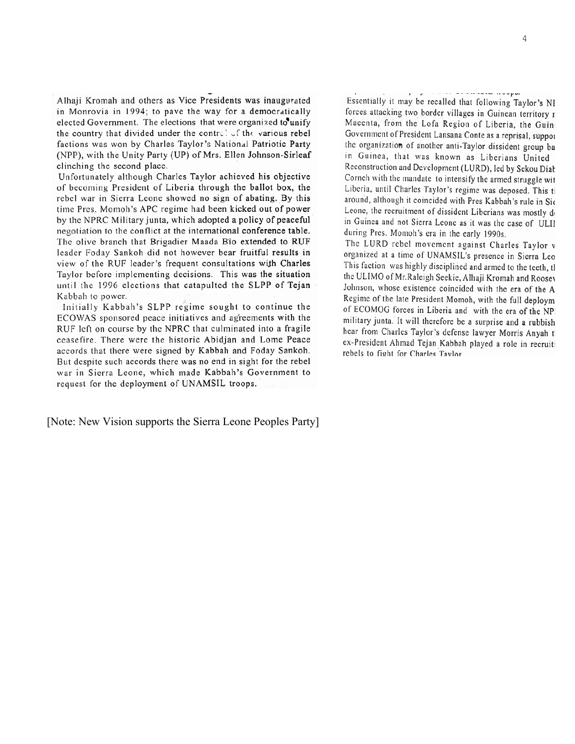Alhaji Kromah and others as Vice Presidents was inaugurated in Monrovia in 1994; to pave the way for a democratically elected Government. The elections that were organized to unify the country that divided under the control of the various rebel factions was won by Charles Taylor's National Patriotic Party (NPP), with the Unity Party (UP) of Mrs. Ellen Johnson-Sirleaf clinching the second place.

Unfortunately although Charles Taylor achieved his objective of becoming President of Liberia through the ballot box, the rebel war in Sierra Leone showed no sign of abating. By this time Pres. Momoh's APC regime had been kicked out of power by the NPRC Military junta, which adopted a policy of peaceful negotiation to the conflict at the international conference table. The olive branch that Brigadier Maada Bio extended to RUF leader Foday Sankoh did not however bear fruitful results in view of the RUF leader's frequent consultations with Charles Taylor before implementing decisions. This was the situation until the 1996 elections that catapulted the SLPP of Tejan Kabbah to power.

Initially Kabbah's SLPP regime sought to continue the ECOWAS sponsored peace initiatives and agreements with the RUF left on course by the NPRC that culminated into a fragile ceasefire. There were the historic Abidjan and Lome Peace accords that there were signed by Kabbah and Foday Sankoh. But despite such accords there was no end in sight for the rebel war in Sierra Leone, which made Kabbah's Government to request for the deployment of UNAMSIL troops.

Essentially it may be recalled that following Taylor's NI forces attacking two border villages in Guinean territory r Macenta, from the Lofa Region of Liberia, the Guin Government of President Lansana Conte as a reprisal, suppor the organization of another anti-Taylor dissident group ba in Guinea, that was known as Liberians United Reconstruction and Development (LURD), led by Sekou Diab Conneh with the mandate to intensify the armed struggle wit Liberia, until Charles Taylor's regime was deposed. This ti around, although it coincided with Pres Kabbah's rule in Sie Leone, the recruitment of dissident Liberians was mostly d in Guinea and not Sierra Leone as it was the case of ULII during Pres. Momoh's era in the early 1990s.

The LURD rebel movement against Charles Taylor v organized at a time of UNAMSIL's presence in Sierra Leo This faction was highly disciplined and armed to the teeth, tl the ULIMO of Mr.Raleigh Seekie, Alhaji Kromah and Roosev Johnson, whose existence coincided with the era of the A Regime of the late President Momoh, with the full deploym of ECOMOG forces in Liberia and with the era of the NP military junta. It will therefore be a surprise and a rubbish hear from Charles Taylor's defense lawyer Morris Anyah t ex-President Ahmad Tejan Kabbah played a role in recruiti rebels to fight for Charles Taylor.

[Note: New Vision supports the Sierra Leone Peoples Party]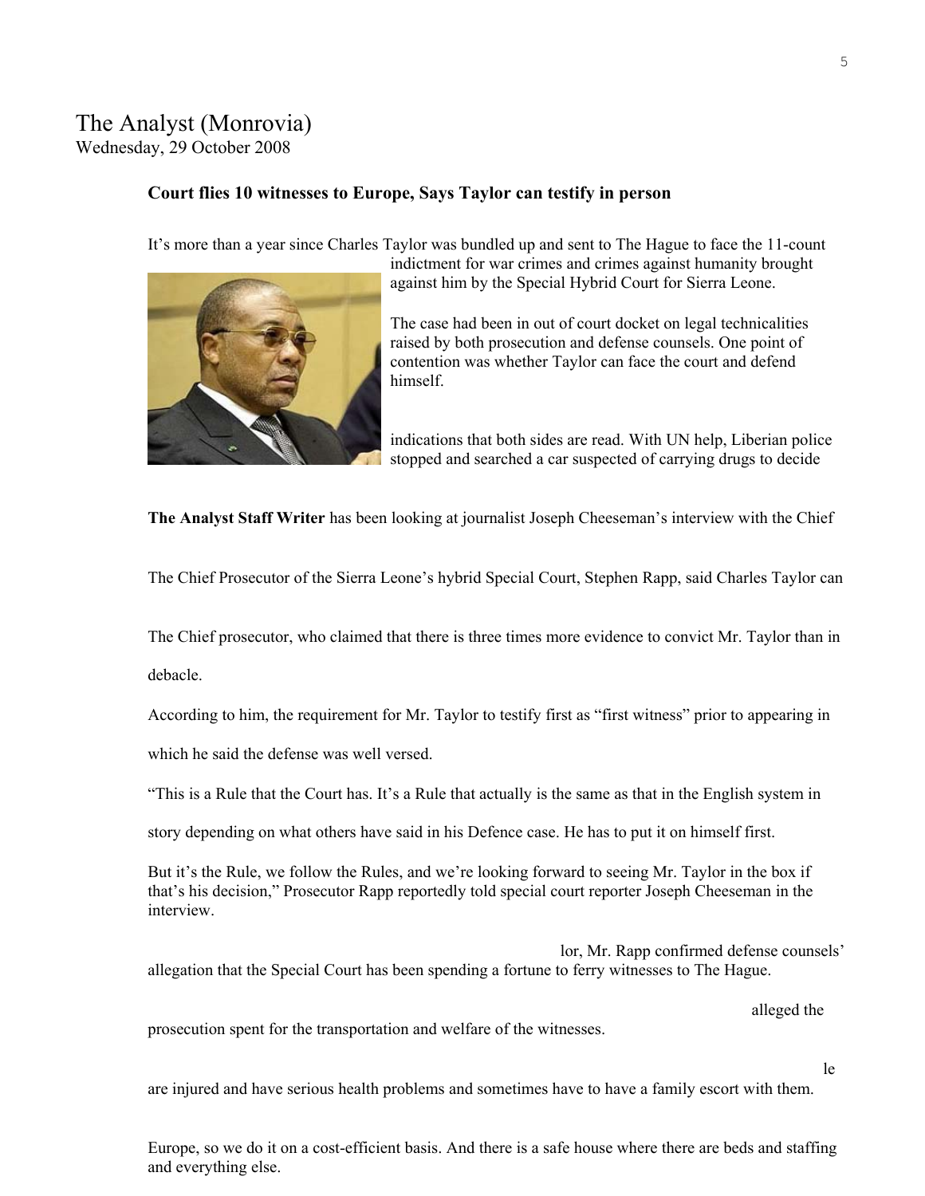The Analyst (Monrovia)
Wednesday, 29 October 2008

**Court flies 10 witnesses to Europe, Says Taylor can testify in person**

It's more than a year since Charles Taylor was bundled up and sent to The Hague to face the 11-count indictment for war crimes and crimes against humanity brought against him by the Special Hybrid Court for Sierra Leone.

The case had been in out of court docket on legal technicalities raised by both prosecution and defense counsels. One point of contention was whether Taylor can face the court and defend himself.

indications that both sides are read. With UN help, Liberian police stopped and searched a car suspected of carrying drugs to decide

**The Analyst Staff Writer** has been looking at journalist Joseph Cheeseman's interview with the Chief

The Chief Prosecutor of the Sierra Leone's hybrid Special Court, Stephen Rapp, said Charles Taylor can

The Chief prosecutor, who claimed that there is three times more evidence to convict Mr. Taylor than in

debacle.

According to him, the requirement for Mr. Taylor to testify first as "first witness" prior to appearing in

which he said the defense was well versed.

"This is a Rule that the Court has. It's a Rule that actually is the same as that in the English system in

story depending on what others have said in his Defence case. He has to put it on himself first.

But it's the Rule, we follow the Rules, and we're looking forward to seeing Mr. Taylor in the box if that's his decision," Prosecutor Rapp reportedly told special court reporter Joseph Cheeseman in the interview.

lor, Mr. Rapp confirmed defense counsels' allegation that the Special Court has been spending a fortune to ferry witnesses to The Hague.

alleged the prosecution spent for the transportation and welfare of the witnesses.

le are injured and have serious health problems and sometimes have to have a family escort with them.

Europe, so we do it on a cost-efficient basis. And there is a safe house where there are beds and staffing and everything else.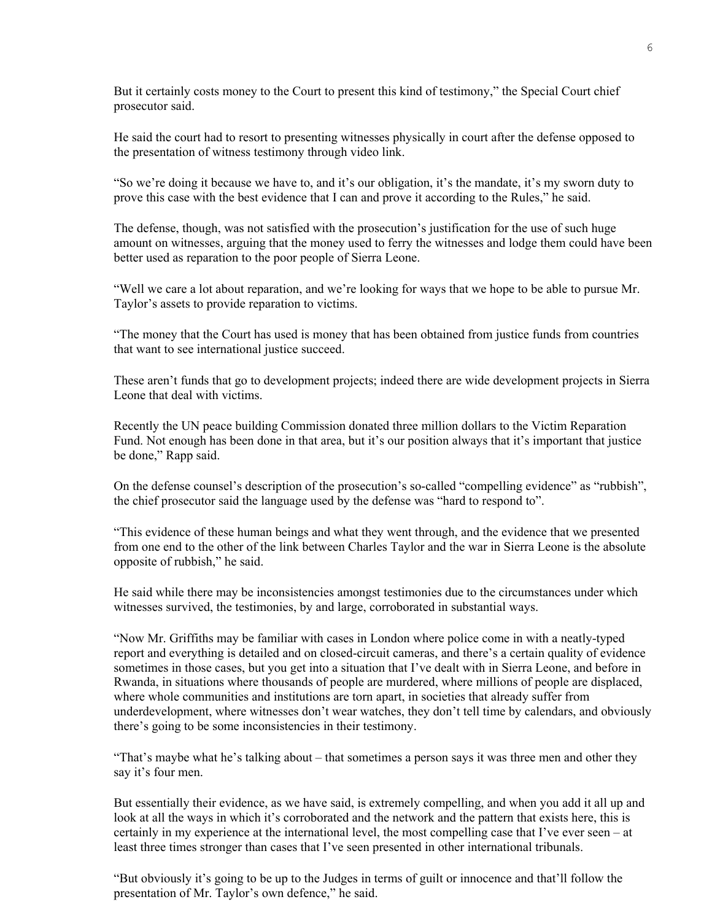But it certainly costs money to the Court to present this kind of testimony," the Special Court chief prosecutor said.

He said the court had to resort to presenting witnesses physically in court after the defense opposed to the presentation of witness testimony through video link.

"So we're doing it because we have to, and it's our obligation, it's the mandate, it's my sworn duty to prove this case with the best evidence that I can and prove it according to the Rules," he said.

The defense, though, was not satisfied with the prosecution's justification for the use of such huge amount on witnesses, arguing that the money used to ferry the witnesses and lodge them could have been better used as reparation to the poor people of Sierra Leone.

"Well we care a lot about reparation, and we're looking for ways that we hope to be able to pursue Mr. Taylor's assets to provide reparation to victims.

"The money that the Court has used is money that has been obtained from justice funds from countries that want to see international justice succeed.

These aren't funds that go to development projects; indeed there are wide development projects in Sierra Leone that deal with victims.

Recently the UN peace building Commission donated three million dollars to the Victim Reparation Fund. Not enough has been done in that area, but it's our position always that it's important that justice be done," Rapp said.

On the defense counsel's description of the prosecution's so-called "compelling evidence" as "rubbish", the chief prosecutor said the language used by the defense was "hard to respond to".

"This evidence of these human beings and what they went through, and the evidence that we presented from one end to the other of the link between Charles Taylor and the war in Sierra Leone is the absolute opposite of rubbish," he said.

He said while there may be inconsistencies amongst testimonies due to the circumstances under which witnesses survived, the testimonies, by and large, corroborated in substantial ways.

"Now Mr. Griffiths may be familiar with cases in London where police come in with a neatly-typed report and everything is detailed and on closed-circuit cameras, and there's a certain quality of evidence sometimes in those cases, but you get into a situation that I've dealt with in Sierra Leone, and before in Rwanda, in situations where thousands of people are murdered, where millions of people are displaced, where whole communities and institutions are torn apart, in societies that already suffer from underdevelopment, where witnesses don't wear watches, they don't tell time by calendars, and obviously there's going to be some inconsistencies in their testimony.

"That's maybe what he's talking about – that sometimes a person says it was three men and other they say it's four men.

But essentially their evidence, as we have said, is extremely compelling, and when you add it all up and look at all the ways in which it's corroborated and the network and the pattern that exists here, this is certainly in my experience at the international level, the most compelling case that I've ever seen – at least three times stronger than cases that I've seen presented in other international tribunals.

"But obviously it's going to be up to the Judges in terms of guilt or innocence and that'll follow the presentation of Mr. Taylor's own defence," he said.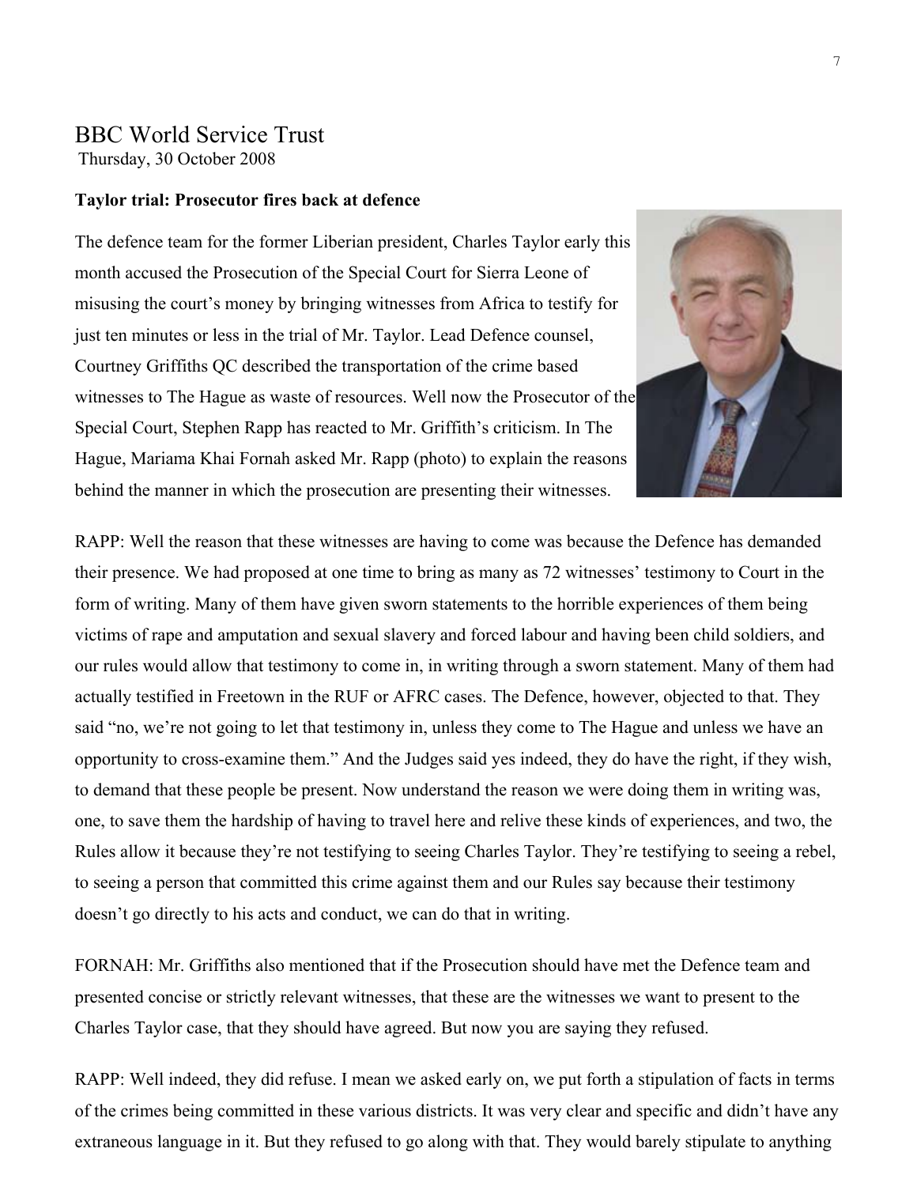# BBC World Service Trust

Thursday, 30 October 2008

**Taylor trial: Prosecutor fires back at defence**

The defence team for the former Liberian president, Charles Taylor early this month accused the Prosecution of the Special Court for Sierra Leone of misusing the court's money by bringing witnesses from Africa to testify for just ten minutes or less in the trial of Mr. Taylor. Lead Defence counsel, Courtney Griffiths QC described the transportation of the crime based witnesses to The Hague as waste of resources. Well now the Prosecutor of the Special Court, Stephen Rapp has reacted to Mr. Griffith's criticism. In The Hague, Mariama Khai Fornah asked Mr. Rapp (photo) to explain the reasons behind the manner in which the prosecution are presenting their witnesses.

RAPP: Well the reason that these witnesses are having to come was because the Defence has demanded their presence. We had proposed at one time to bring as many as 72 witnesses' testimony to Court in the form of writing. Many of them have given sworn statements to the horrible experiences of them being victims of rape and amputation and sexual slavery and forced labour and having been child soldiers, and our rules would allow that testimony to come in, in writing through a sworn statement. Many of them had actually testified in Freetown in the RUF or AFRC cases. The Defence, however, objected to that. They said "no, we're not going to let that testimony in, unless they come to The Hague and unless we have an opportunity to cross-examine them." And the Judges said yes indeed, they do have the right, if they wish, to demand that these people be present. Now understand the reason we were doing them in writing was, one, to save them the hardship of having to travel here and relive these kinds of experiences, and two, the Rules allow it because they're not testifying to seeing Charles Taylor. They're testifying to seeing a rebel, to seeing a person that committed this crime against them and our Rules say because their testimony doesn't go directly to his acts and conduct, we can do that in writing.

FORNAH: Mr. Griffiths also mentioned that if the Prosecution should have met the Defence team and presented concise or strictly relevant witnesses, that these are the witnesses we want to present to the Charles Taylor case, that they should have agreed. But now you are saying they refused.

RAPP: Well indeed, they did refuse. I mean we asked early on, we put forth a stipulation of facts in terms of the crimes being committed in these various districts. It was very clear and specific and didn't have any extraneous language in it. But they refused to go along with that. They would barely stipulate to anything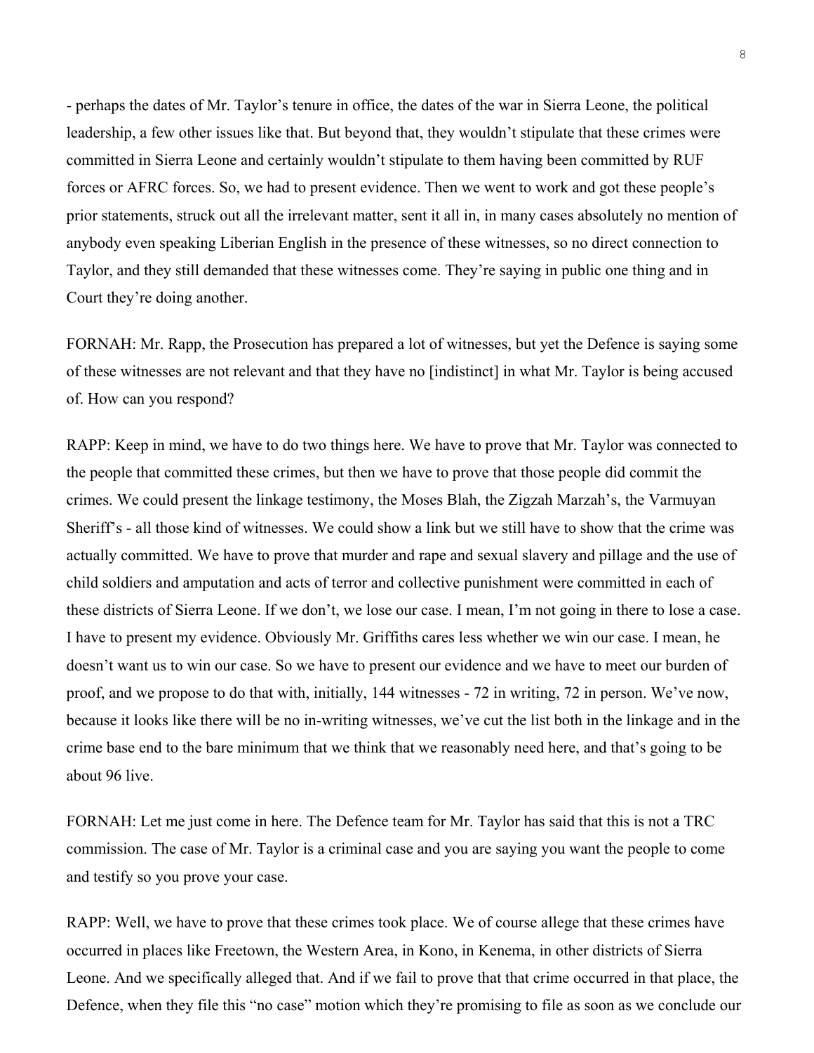- perhaps the dates of Mr. Taylor's tenure in office, the dates of the war in Sierra Leone, the political leadership, a few other issues like that. But beyond that, they wouldn't stipulate that these crimes were committed in Sierra Leone and certainly wouldn't stipulate to them having been committed by RUF forces or AFRC forces. So, we had to present evidence. Then we went to work and got these people's prior statements, struck out all the irrelevant matter, sent it all in, in many cases absolutely no mention of anybody even speaking Liberian English in the presence of these witnesses, so no direct connection to Taylor, and they still demanded that these witnesses come. They're saying in public one thing and in Court they're doing another.

FORNAH: Mr. Rapp, the Prosecution has prepared a lot of witnesses, but yet the Defence is saying some of these witnesses are not relevant and that they have no [indistinct] in what Mr. Taylor is being accused of. How can you respond?

RAPP: Keep in mind, we have to do two things here. We have to prove that Mr. Taylor was connected to the people that committed these crimes, but then we have to prove that those people did commit the crimes. We could present the linkage testimony, the Moses Blah, the Zigzah Marzah's, the Varmuyan Sheriff's - all those kind of witnesses. We could show a link but we still have to show that the crime was actually committed. We have to prove that murder and rape and sexual slavery and pillage and the use of child soldiers and amputation and acts of terror and collective punishment were committed in each of these districts of Sierra Leone. If we don't, we lose our case. I mean, I'm not going in there to lose a case. I have to present my evidence. Obviously Mr. Griffiths cares less whether we win our case. I mean, he doesn't want us to win our case. So we have to present our evidence and we have to meet our burden of proof, and we propose to do that with, initially, 144 witnesses - 72 in writing, 72 in person. We've now, because it looks like there will be no in-writing witnesses, we've cut the list both in the linkage and in the crime base end to the bare minimum that we think that we reasonably need here, and that's going to be about 96 live.

FORNAH: Let me just come in here. The Defence team for Mr. Taylor has said that this is not a TRC commission. The case of Mr. Taylor is a criminal case and you are saying you want the people to come and testify so you prove your case.

RAPP: Well, we have to prove that these crimes took place. We of course allege that these crimes have occurred in places like Freetown, the Western Area, in Kono, in Kenema, in other districts of Sierra Leone. And we specifically alleged that. And if we fail to prove that that crime occurred in that place, the Defence, when they file this "no case" motion which they're promising to file as soon as we conclude our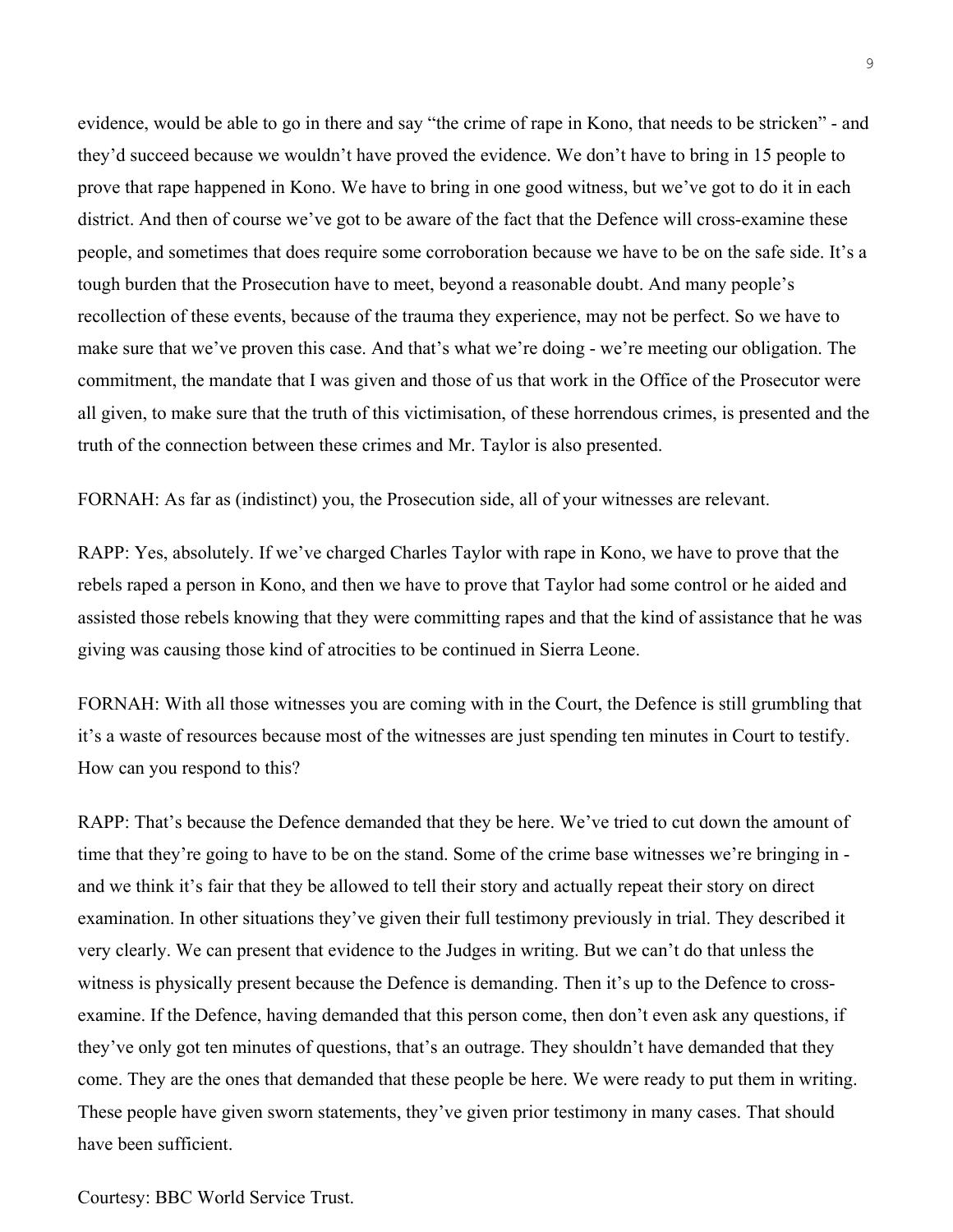evidence, would be able to go in there and say “the crime of rape in Kono, that needs to be stricken” - and they’d succeed because we wouldn’t have proved the evidence. We don’t have to bring in 15 people to prove that rape happened in Kono. We have to bring in one good witness, but we’ve got to do it in each district. And then of course we’ve got to be aware of the fact that the Defence will cross-examine these people, and sometimes that does require some corroboration because we have to be on the safe side. It’s a tough burden that the Prosecution have to meet, beyond a reasonable doubt. And many people’s recollection of these events, because of the trauma they experience, may not be perfect. So we have to make sure that we’ve proven this case. And that’s what we’re doing - we’re meeting our obligation. The commitment, the mandate that I was given and those of us that work in the Office of the Prosecutor were all given, to make sure that the truth of this victimisation, of these horrendous crimes, is presented and the truth of the connection between these crimes and Mr. Taylor is also presented.

FORNAH: As far as (indistinct) you, the Prosecution side, all of your witnesses are relevant.

RAPP: Yes, absolutely. If we’ve charged Charles Taylor with rape in Kono, we have to prove that the rebels raped a person in Kono, and then we have to prove that Taylor had some control or he aided and assisted those rebels knowing that they were committing rapes and that the kind of assistance that he was giving was causing those kind of atrocities to be continued in Sierra Leone.

FORNAH: With all those witnesses you are coming with in the Court, the Defence is still grumbling that it’s a waste of resources because most of the witnesses are just spending ten minutes in Court to testify. How can you respond to this?

RAPP: That’s because the Defence demanded that they be here. We’ve tried to cut down the amount of time that they’re going to have to be on the stand. Some of the crime base witnesses we’re bringing in - and we think it’s fair that they be allowed to tell their story and actually repeat their story on direct examination. In other situations they’ve given their full testimony previously in trial. They described it very clearly. We can present that evidence to the Judges in writing. But we can’t do that unless the witness is physically present because the Defence is demanding. Then it’s up to the Defence to cross-examine. If the Defence, having demanded that this person come, then don’t even ask any questions, if they’ve only got ten minutes of questions, that’s an outrage. They shouldn’t have demanded that they come. They are the ones that demanded that these people be here. We were ready to put them in writing. These people have given sworn statements, they’ve given prior testimony in many cases. That should have been sufficient.

Courtesy: BBC World Service Trust.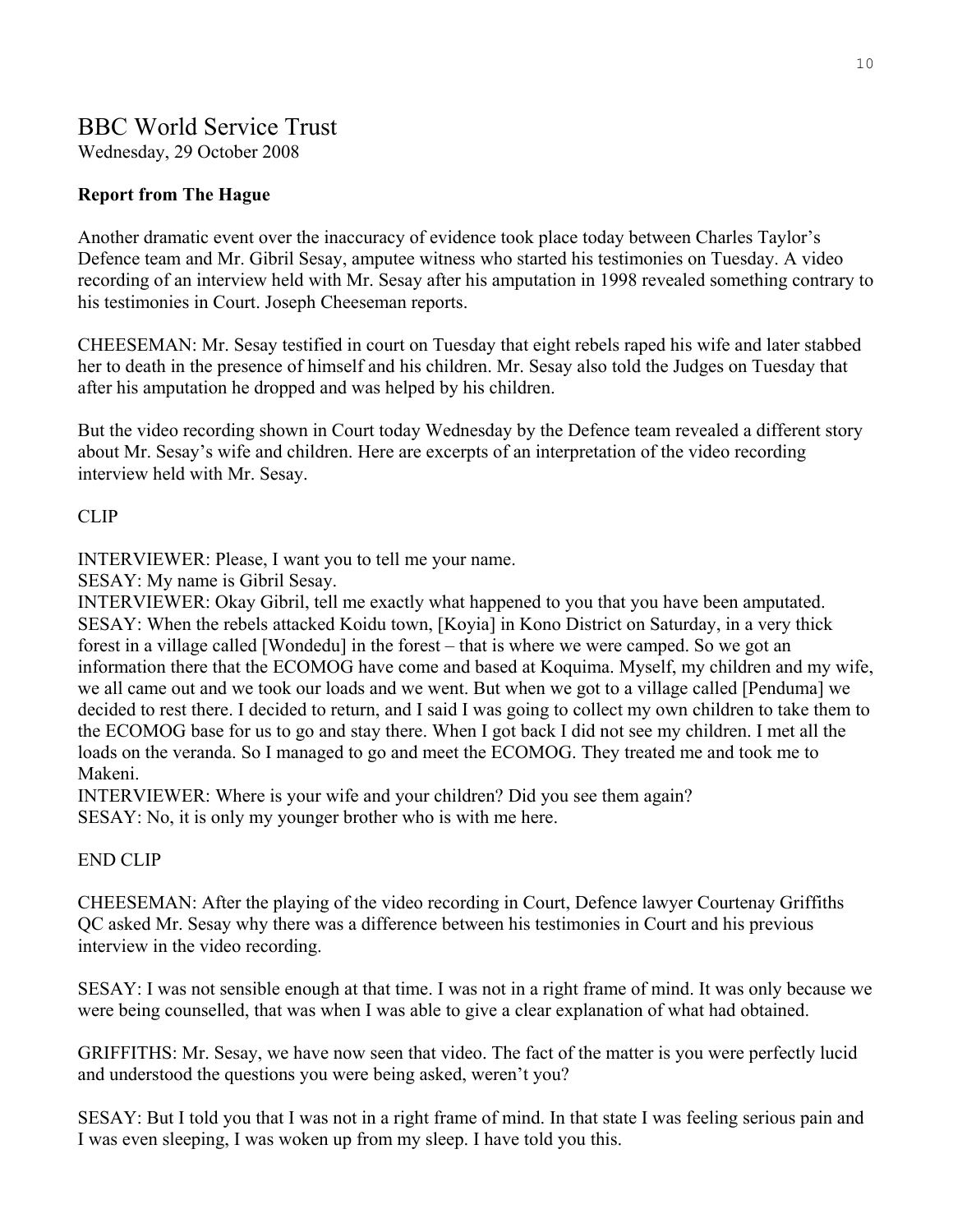# BBC World Service Trust

Wednesday, 29 October 2008

**Report from The Hague**

Another dramatic event over the inaccuracy of evidence took place today between Charles Taylor's Defence team and Mr. Gibril Sesay, amputee witness who started his testimonies on Tuesday. A video recording of an interview held with Mr. Sesay after his amputation in 1998 revealed something contrary to his testimonies in Court. Joseph Cheeseman reports.

CHEESEMAN: Mr. Sesay testified in court on Tuesday that eight rebels raped his wife and later stabbed her to death in the presence of himself and his children. Mr. Sesay also told the Judges on Tuesday that after his amputation he dropped and was helped by his children.

But the video recording shown in Court today Wednesday by the Defence team revealed a different story about Mr. Sesay's wife and children. Here are excerpts of an interpretation of the video recording interview held with Mr. Sesay.

CLIP

INTERVIEWER: Please, I want you to tell me your name.
SESAY: My name is Gibril Sesay.
INTERVIEWER: Okay Gibril, tell me exactly what happened to you that you have been amputated.
SESAY: When the rebels attacked Koidu town, [Koyia] in Kono District on Saturday, in a very thick forest in a village called [Wondedu] in the forest – that is where we were camped. So we got an information there that the ECOMOG have come and based at Koquima. Myself, my children and my wife, we all came out and we took our loads and we went. But when we got to a village called [Penduma] we decided to rest there. I decided to return, and I said I was going to collect my own children to take them to the ECOMOG base for us to go and stay there. When I got back I did not see my children. I met all the loads on the veranda. So I managed to go and meet the ECOMOG. They treated me and took me to Makeni.
INTERVIEWER: Where is your wife and your children? Did you see them again?
SESAY: No, it is only my younger brother who is with me here.

END CLIP

CHEESEMAN: After the playing of the video recording in Court, Defence lawyer Courtenay Griffiths QC asked Mr. Sesay why there was a difference between his testimonies in Court and his previous interview in the video recording.

SESAY: I was not sensible enough at that time. I was not in a right frame of mind. It was only because we were being counselled, that was when I was able to give a clear explanation of what had obtained.

GRIFFITHS: Mr. Sesay, we have now seen that video. The fact of the matter is you were perfectly lucid and understood the questions you were being asked, weren't you?

SESAY: But I told you that I was not in a right frame of mind. In that state I was feeling serious pain and I was even sleeping, I was woken up from my sleep. I have told you this.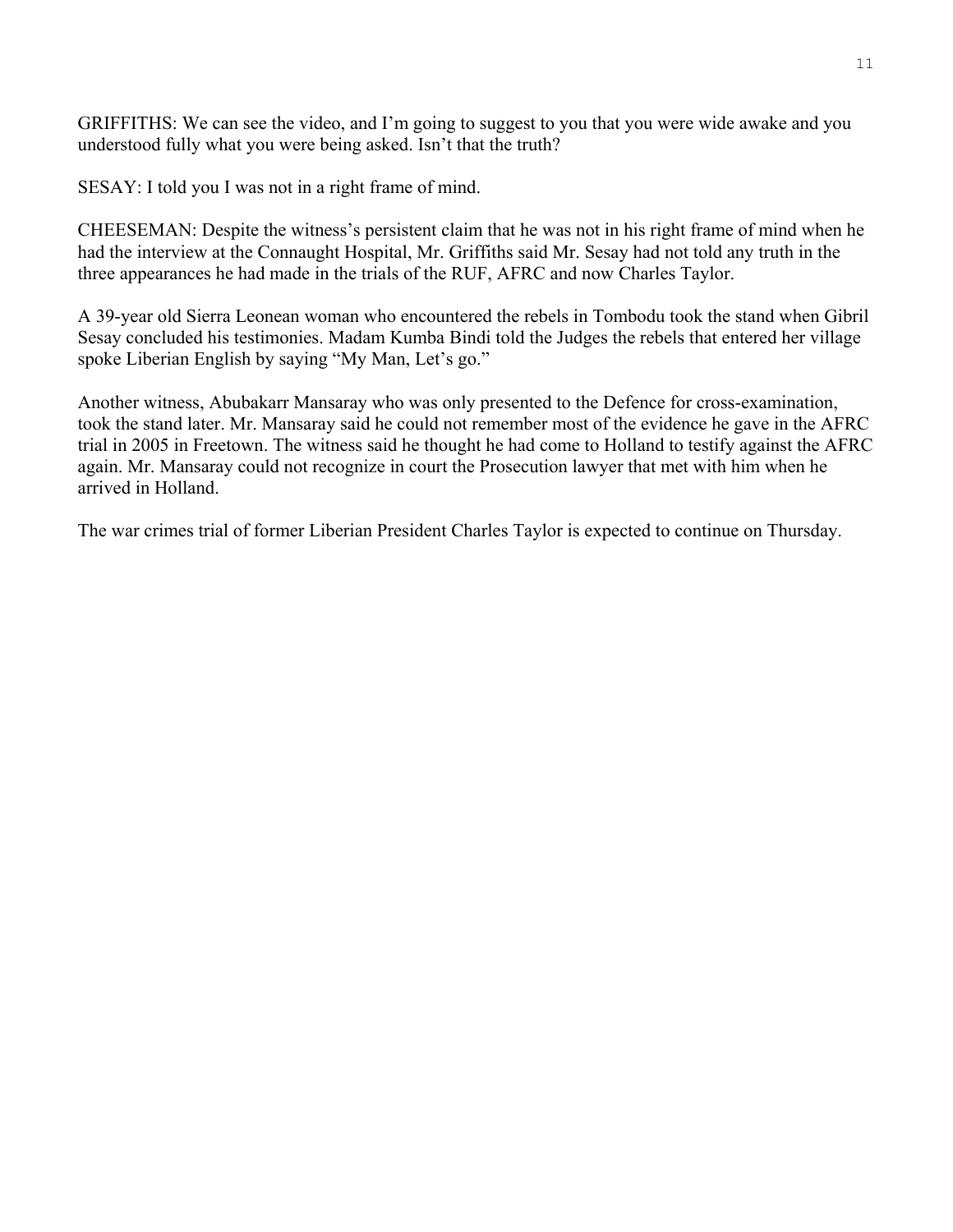GRIFFITHS: We can see the video, and I'm going to suggest to you that you were wide awake and you understood fully what you were being asked. Isn't that the truth?

SESAY: I told you I was not in a right frame of mind.

CHEESEMAN: Despite the witness's persistent claim that he was not in his right frame of mind when he had the interview at the Connaught Hospital, Mr. Griffiths said Mr. Sesay had not told any truth in the three appearances he had made in the trials of the RUF, AFRC and now Charles Taylor.

A 39-year old Sierra Leonean woman who encountered the rebels in Tombodu took the stand when Gibril Sesay concluded his testimonies. Madam Kumba Bindi told the Judges the rebels that entered her village spoke Liberian English by saying "My Man, Let's go."

Another witness, Abubakarr Mansaray who was only presented to the Defence for cross-examination, took the stand later. Mr. Mansaray said he could not remember most of the evidence he gave in the AFRC trial in 2005 in Freetown. The witness said he thought he had come to Holland to testify against the AFRC again. Mr. Mansaray could not recognize in court the Prosecution lawyer that met with him when he arrived in Holland.

The war crimes trial of former Liberian President Charles Taylor is expected to continue on Thursday.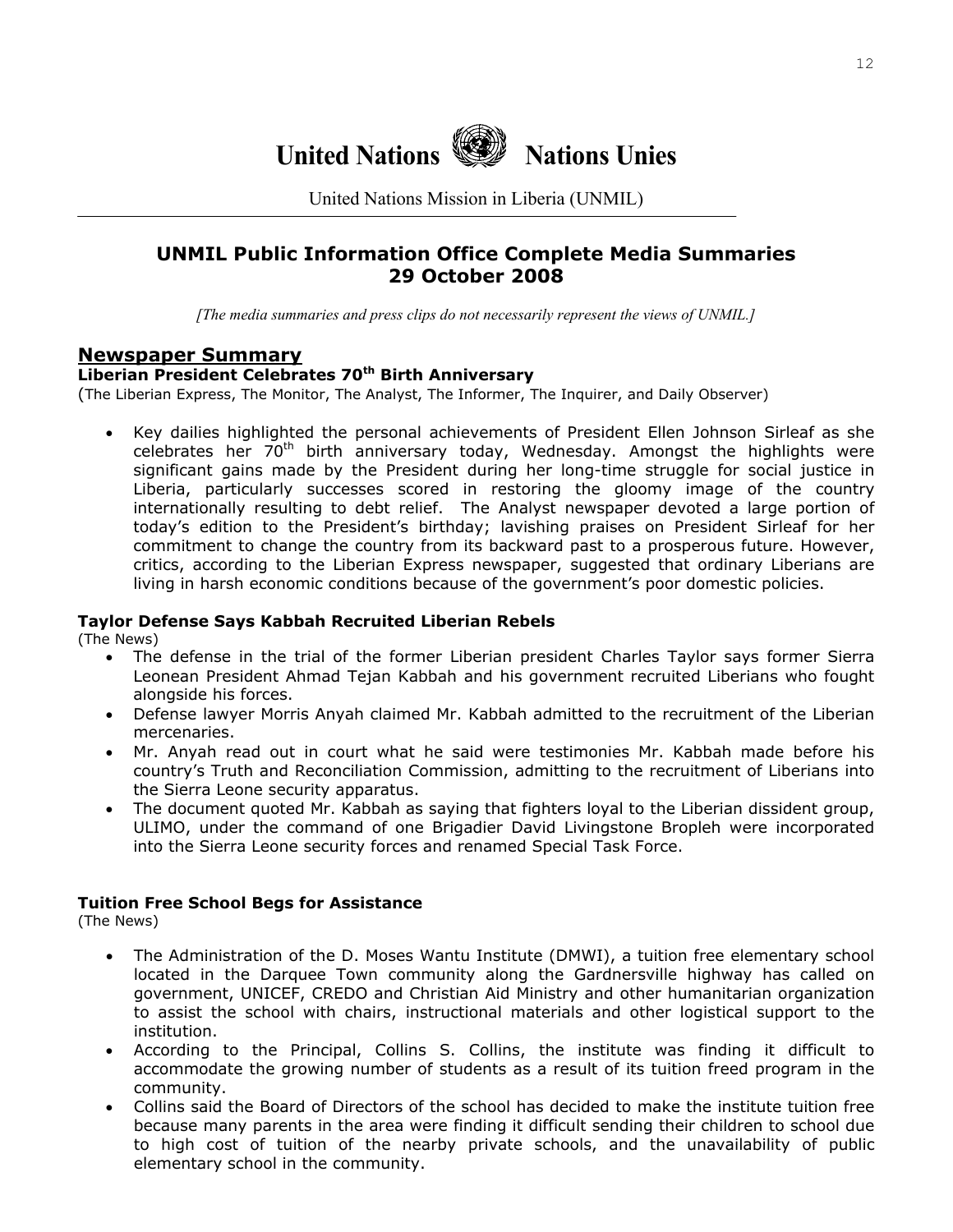# United Nations   Nations Unies

United Nations Mission in Liberia (UNMIL)

## UNMIL Public Information Office Complete Media Summaries
## 29 October 2008

*[The media summaries and press clips do not necessarily represent the views of UNMIL.]*

## Newspaper Summary

### Liberian President Celebrates 70th Birth Anniversary

(The Liberian Express, The Monitor, The Analyst, The Informer, The Inquirer, and Daily Observer)

- Key dailies highlighted the personal achievements of President Ellen Johnson Sirleaf as she celebrates her 70th birth anniversary today, Wednesday. Amongst the highlights were significant gains made by the President during her long-time struggle for social justice in Liberia, particularly successes scored in restoring the gloomy image of the country internationally resulting to debt relief. The Analyst newspaper devoted a large portion of today's edition to the President's birthday; lavishing praises on President Sirleaf for her commitment to change the country from its backward past to a prosperous future. However, critics, according to the Liberian Express newspaper, suggested that ordinary Liberians are living in harsh economic conditions because of the government's poor domestic policies.

### Taylor Defense Says Kabbah Recruited Liberian Rebels

(The News)

- The defense in the trial of the former Liberian president Charles Taylor says former Sierra Leonean President Ahmad Tejan Kabbah and his government recruited Liberians who fought alongside his forces.
- Defense lawyer Morris Anyah claimed Mr. Kabbah admitted to the recruitment of the Liberian mercenaries.
- Mr. Anyah read out in court what he said were testimonies Mr. Kabbah made before his country's Truth and Reconciliation Commission, admitting to the recruitment of Liberians into the Sierra Leone security apparatus.
- The document quoted Mr. Kabbah as saying that fighters loyal to the Liberian dissident group, ULIMO, under the command of one Brigadier David Livingstone Bropleh were incorporated into the Sierra Leone security forces and renamed Special Task Force.

### Tuition Free School Begs for Assistance

(The News)

- The Administration of the D. Moses Wantu Institute (DMWI), a tuition free elementary school located in the Darquee Town community along the Gardnersville highway has called on government, UNICEF, CREDO and Christian Aid Ministry and other humanitarian organization to assist the school with chairs, instructional materials and other logistical support to the institution.
- According to the Principal, Collins S. Collins, the institute was finding it difficult to accommodate the growing number of students as a result of its tuition freed program in the community.
- Collins said the Board of Directors of the school has decided to make the institute tuition free because many parents in the area were finding it difficult sending their children to school due to high cost of tuition of the nearby private schools, and the unavailability of public elementary school in the community.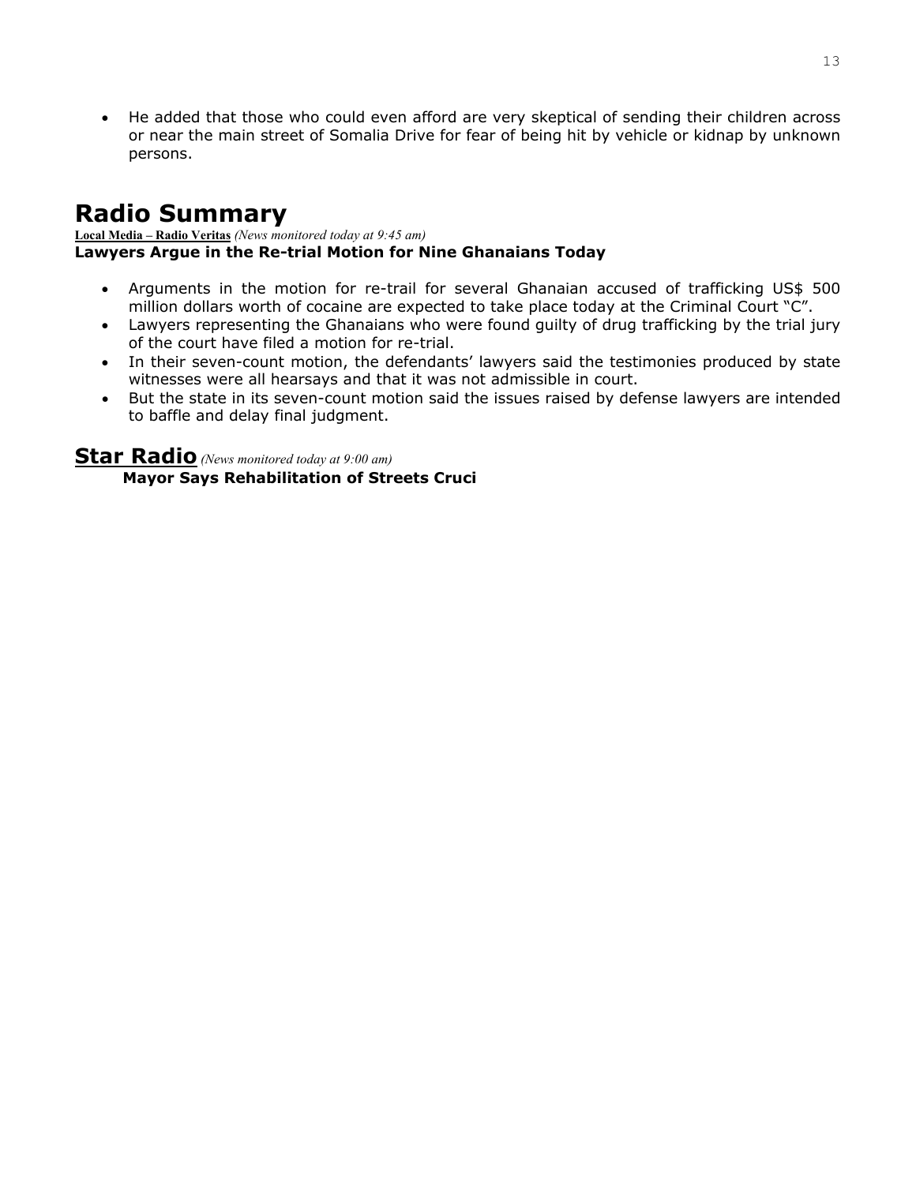- He added that those who could even afford are very skeptical of sending their children across or near the main street of Somalia Drive for fear of being hit by vehicle or kidnap by unknown persons.

# Radio Summary

**Local Media – Radio Veritas** *(News monitored today at 9:45 am)*

**Lawyers Argue in the Re-trial Motion for Nine Ghanaians Today**

- Arguments in the motion for re-trail for several Ghanaian accused of trafficking US$ 500 million dollars worth of cocaine are expected to take place today at the Criminal Court "C".
- Lawyers representing the Ghanaians who were found guilty of drug trafficking by the trial jury of the court have filed a motion for re-trial.
- In their seven-count motion, the defendants' lawyers said the testimonies produced by state witnesses were all hearsays and that it was not admissible in court.
- But the state in its seven-count motion said the issues raised by defense lawyers are intended to baffle and delay final judgment.

## Star Radio *(News monitored today at 9:00 am)*

**Mayor Says Rehabilitation of Streets Cruci**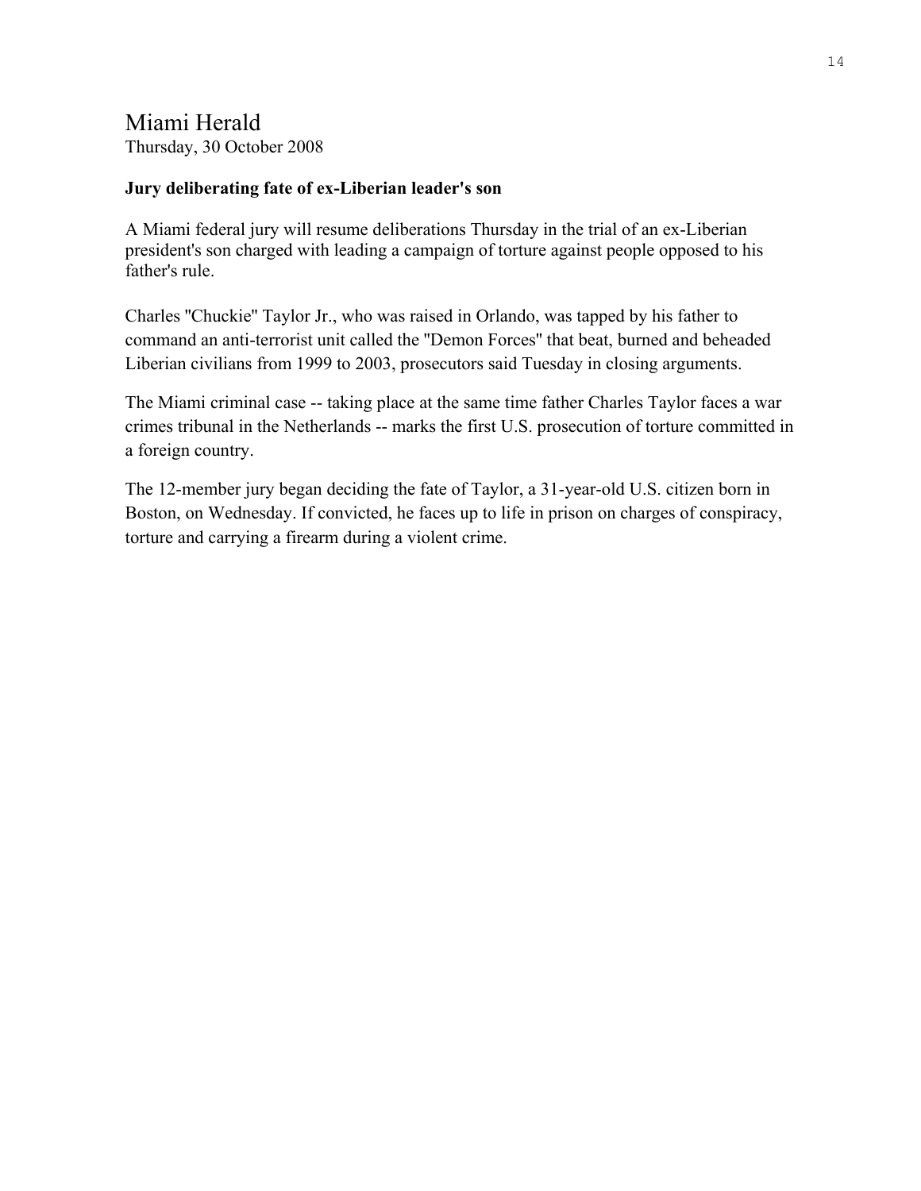# Miami Herald

Thursday, 30 October 2008

**Jury deliberating fate of ex-Liberian leader's son**

A Miami federal jury will resume deliberations Thursday in the trial of an ex-Liberian president's son charged with leading a campaign of torture against people opposed to his father's rule.

Charles "Chuckie" Taylor Jr., who was raised in Orlando, was tapped by his father to command an anti-terrorist unit called the "Demon Forces" that beat, burned and beheaded Liberian civilians from 1999 to 2003, prosecutors said Tuesday in closing arguments.

The Miami criminal case -- taking place at the same time father Charles Taylor faces a war crimes tribunal in the Netherlands -- marks the first U.S. prosecution of torture committed in a foreign country.

The 12-member jury began deciding the fate of Taylor, a 31-year-old U.S. citizen born in Boston, on Wednesday. If convicted, he faces up to life in prison on charges of conspiracy, torture and carrying a firearm during a violent crime.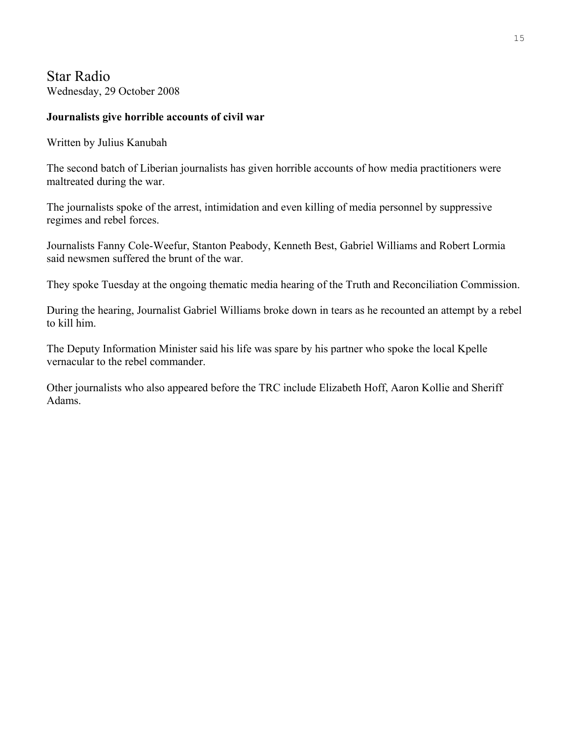## Star Radio

Wednesday, 29 October 2008

**Journalists give horrible accounts of civil war**

Written by Julius Kanubah

The second batch of Liberian journalists has given horrible accounts of how media practitioners were maltreated during the war.

The journalists spoke of the arrest, intimidation and even killing of media personnel by suppressive regimes and rebel forces.

Journalists Fanny Cole-Weefur, Stanton Peabody, Kenneth Best, Gabriel Williams and Robert Lormia said newsmen suffered the brunt of the war.

They spoke Tuesday at the ongoing thematic media hearing of the Truth and Reconciliation Commission.

During the hearing, Journalist Gabriel Williams broke down in tears as he recounted an attempt by a rebel to kill him.

The Deputy Information Minister said his life was spare by his partner who spoke the local Kpelle vernacular to the rebel commander.

Other journalists who also appeared before the TRC include Elizabeth Hoff, Aaron Kollie and Sheriff Adams.